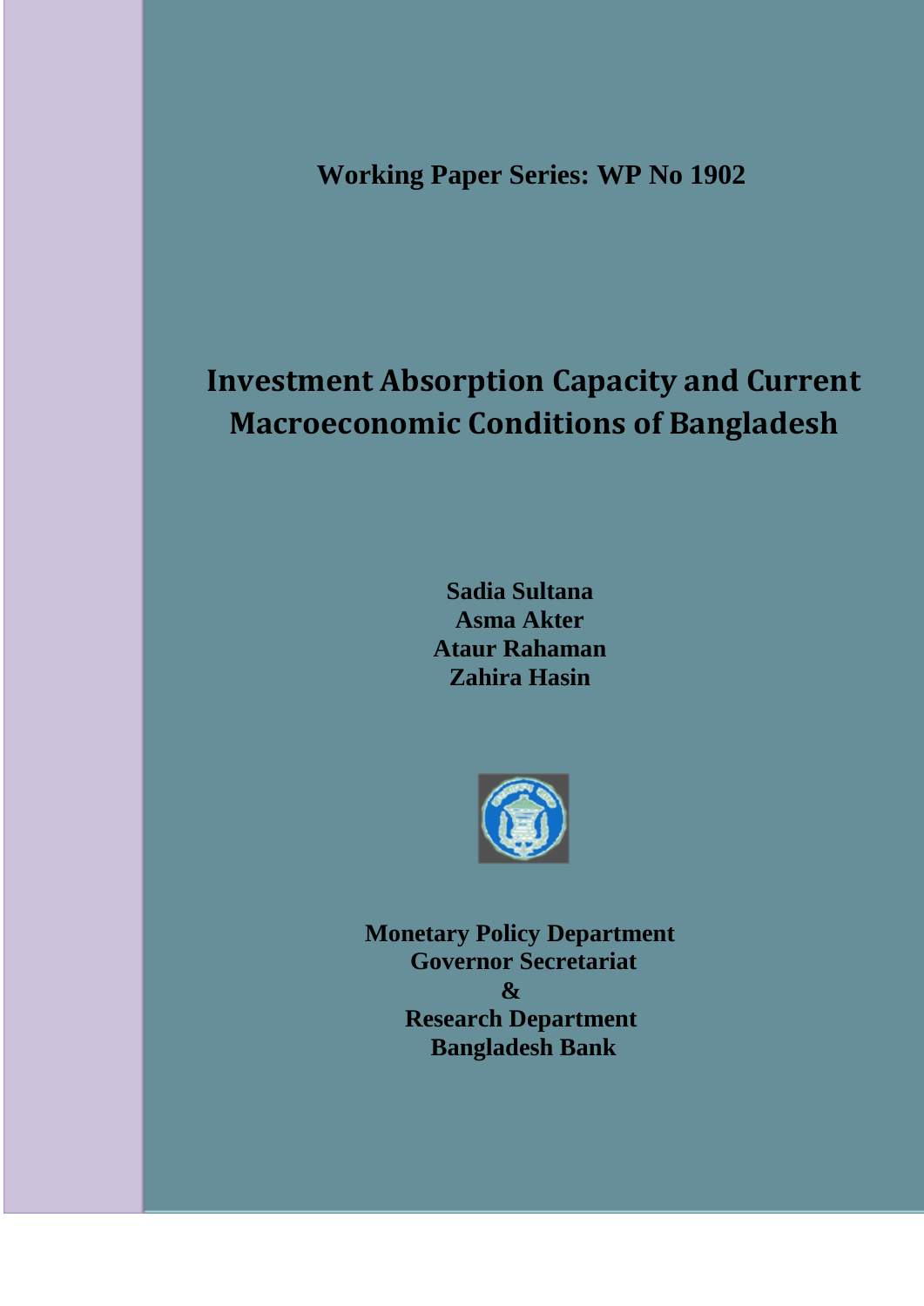**Working Paper Series: WP No 1902**

# Investment Absorption Capacity and Current Macroeconomic Conditions of Bangladesh

**Sadia Sultana**
**Asma Akter**
**Ataur Rahaman**
**Zahira Hasin**

**Monetary Policy Department**
**Governor Secretariat**
**&**
**Research Department**
**Bangladesh Bank**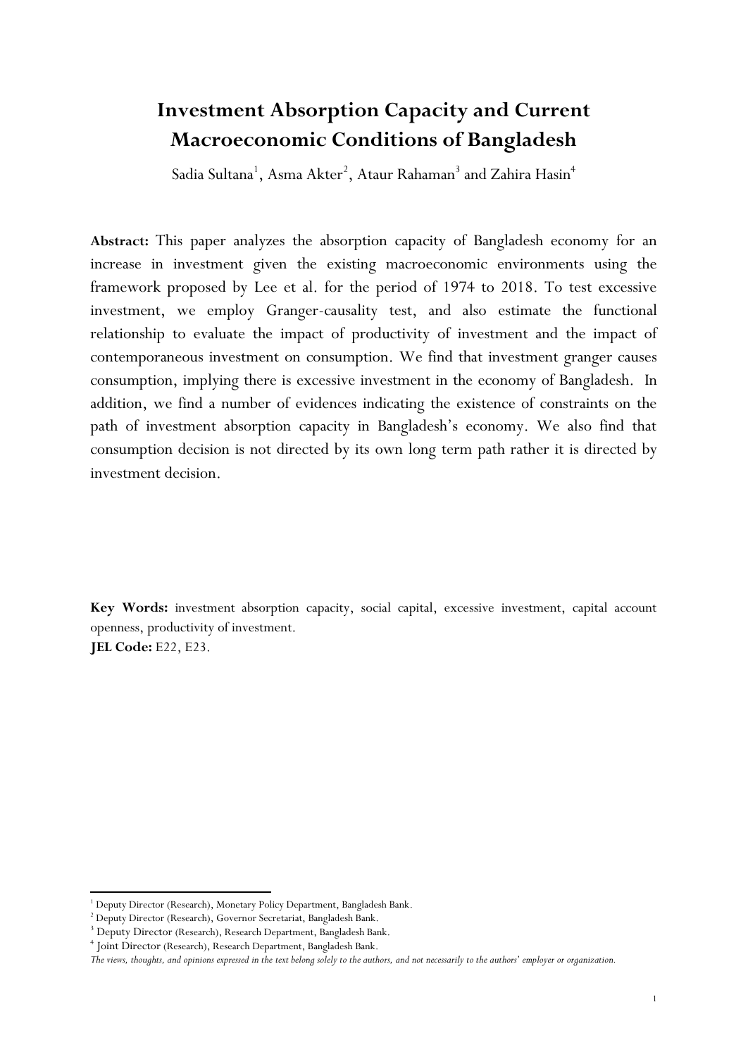# Investment Absorption Capacity and Current Macroeconomic Conditions of Bangladesh

Sadia Sultana[1], Asma Akter[2], Ataur Rahaman[3] and Zahira Hasin[4]

**Abstract:** This paper analyzes the absorption capacity of Bangladesh economy for an increase in investment given the existing macroeconomic environments using the framework proposed by Lee et al. for the period of 1974 to 2018. To test excessive investment, we employ Granger-causality test, and also estimate the functional relationship to evaluate the impact of productivity of investment and the impact of contemporaneous investment on consumption. We find that investment granger causes consumption, implying there is excessive investment in the economy of Bangladesh. In addition, we find a number of evidences indicating the existence of constraints on the path of investment absorption capacity in Bangladesh's economy. We also find that consumption decision is not directed by its own long term path rather it is directed by investment decision.

**Key Words:** investment absorption capacity, social capital, excessive investment, capital account openness, productivity of investment.

**JEL Code:** E22, E23.

---

[1] Deputy Director (Research), Monetary Policy Department, Bangladesh Bank.

[2] Deputy Director (Research), Governor Secretariat, Bangladesh Bank.

[3] Deputy Director (Research), Research Department, Bangladesh Bank.

[4] Joint Director (Research), Research Department, Bangladesh Bank.

*The views, thoughts, and opinions expressed in the text belong solely to the authors, and not necessarily to the authors' employer or organization.*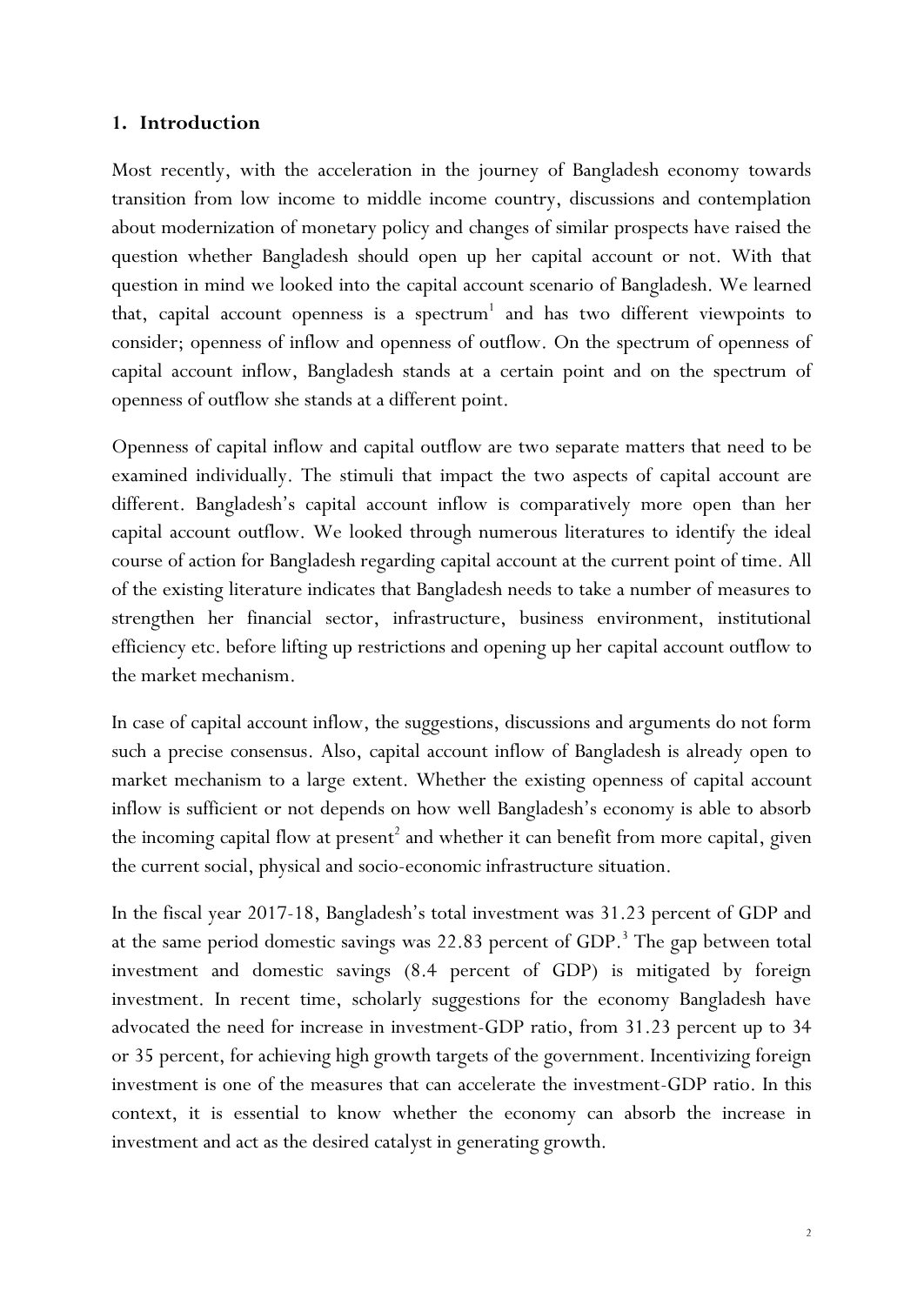## 1. Introduction

Most recently, with the acceleration in the journey of Bangladesh economy towards transition from low income to middle income country, discussions and contemplation about modernization of monetary policy and changes of similar prospects have raised the question whether Bangladesh should open up her capital account or not. With that question in mind we looked into the capital account scenario of Bangladesh. We learned that, capital account openness is a spectrum[1] and has two different viewpoints to consider; openness of inflow and openness of outflow. On the spectrum of openness of capital account inflow, Bangladesh stands at a certain point and on the spectrum of openness of outflow she stands at a different point.

Openness of capital inflow and capital outflow are two separate matters that need to be examined individually. The stimuli that impact the two aspects of capital account are different. Bangladesh's capital account inflow is comparatively more open than her capital account outflow. We looked through numerous literatures to identify the ideal course of action for Bangladesh regarding capital account at the current point of time. All of the existing literature indicates that Bangladesh needs to take a number of measures to strengthen her financial sector, infrastructure, business environment, institutional efficiency etc. before lifting up restrictions and opening up her capital account outflow to the market mechanism.

In case of capital account inflow, the suggestions, discussions and arguments do not form such a precise consensus. Also, capital account inflow of Bangladesh is already open to market mechanism to a large extent. Whether the existing openness of capital account inflow is sufficient or not depends on how well Bangladesh's economy is able to absorb the incoming capital flow at present[2] and whether it can benefit from more capital, given the current social, physical and socio-economic infrastructure situation.

In the fiscal year 2017-18, Bangladesh's total investment was 31.23 percent of GDP and at the same period domestic savings was 22.83 percent of GDP.[3] The gap between total investment and domestic savings (8.4 percent of GDP) is mitigated by foreign investment. In recent time, scholarly suggestions for the economy Bangladesh have advocated the need for increase in investment-GDP ratio, from 31.23 percent up to 34 or 35 percent, for achieving high growth targets of the government. Incentivizing foreign investment is one of the measures that can accelerate the investment-GDP ratio. In this context, it is essential to know whether the economy can absorb the increase in investment and act as the desired catalyst in generating growth.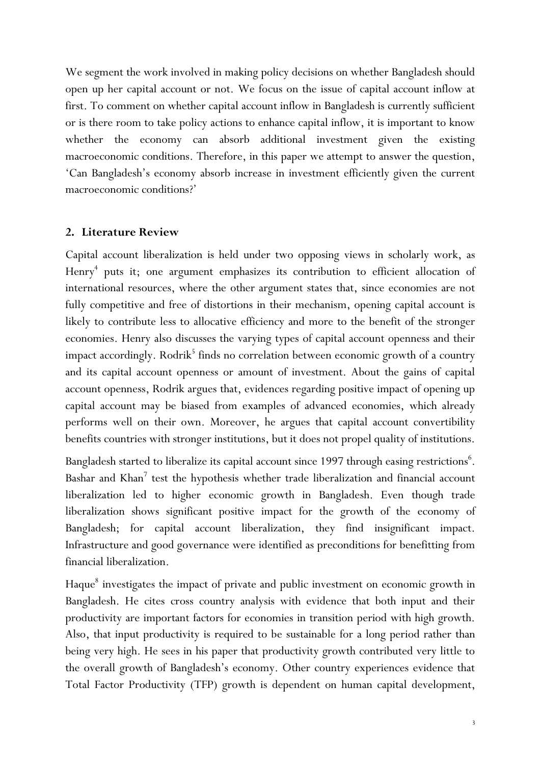We segment the work involved in making policy decisions on whether Bangladesh should open up her capital account or not. We focus on the issue of capital account inflow at first. To comment on whether capital account inflow in Bangladesh is currently sufficient or is there room to take policy actions to enhance capital inflow, it is important to know whether the economy can absorb additional investment given the existing macroeconomic conditions. Therefore, in this paper we attempt to answer the question, 'Can Bangladesh's economy absorb increase in investment efficiently given the current macroeconomic conditions?'

## 2. Literature Review

Capital account liberalization is held under two opposing views in scholarly work, as Henry[4] puts it; one argument emphasizes its contribution to efficient allocation of international resources, where the other argument states that, since economies are not fully competitive and free of distortions in their mechanism, opening capital account is likely to contribute less to allocative efficiency and more to the benefit of the stronger economies. Henry also discusses the varying types of capital account openness and their impact accordingly. Rodrik[5] finds no correlation between economic growth of a country and its capital account openness or amount of investment. About the gains of capital account openness, Rodrik argues that, evidences regarding positive impact of opening up capital account may be biased from examples of advanced economies, which already performs well on their own. Moreover, he argues that capital account convertibility benefits countries with stronger institutions, but it does not propel quality of institutions.

Bangladesh started to liberalize its capital account since 1997 through easing restrictions[6]. Bashar and Khan[7] test the hypothesis whether trade liberalization and financial account liberalization led to higher economic growth in Bangladesh. Even though trade liberalization shows significant positive impact for the growth of the economy of Bangladesh; for capital account liberalization, they find insignificant impact. Infrastructure and good governance were identified as preconditions for benefitting from financial liberalization.

Haque[8] investigates the impact of private and public investment on economic growth in Bangladesh. He cites cross country analysis with evidence that both input and their productivity are important factors for economies in transition period with high growth. Also, that input productivity is required to be sustainable for a long period rather than being very high. He sees in his paper that productivity growth contributed very little to the overall growth of Bangladesh's economy. Other country experiences evidence that Total Factor Productivity (TFP) growth is dependent on human capital development,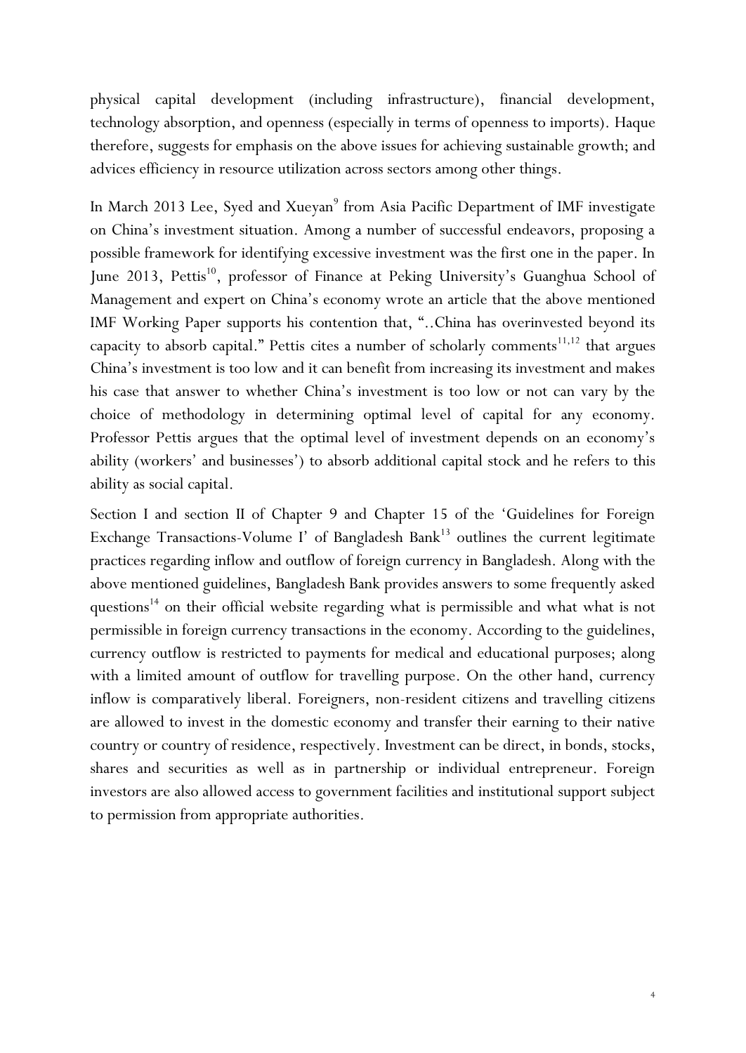physical capital development (including infrastructure), financial development, technology absorption, and openness (especially in terms of openness to imports). Haque therefore, suggests for emphasis on the above issues for achieving sustainable growth; and advices efficiency in resource utilization across sectors among other things.

In March 2013 Lee, Syed and Xueyan[9] from Asia Pacific Department of IMF investigate on China's investment situation. Among a number of successful endeavors, proposing a possible framework for identifying excessive investment was the first one in the paper. In June 2013, Pettis[10], professor of Finance at Peking University's Guanghua School of Management and expert on China's economy wrote an article that the above mentioned IMF Working Paper supports his contention that, "..China has overinvested beyond its capacity to absorb capital." Pettis cites a number of scholarly comments[11,12] that argues China's investment is too low and it can benefit from increasing its investment and makes his case that answer to whether China's investment is too low or not can vary by the choice of methodology in determining optimal level of capital for any economy. Professor Pettis argues that the optimal level of investment depends on an economy's ability (workers' and businesses') to absorb additional capital stock and he refers to this ability as social capital.

Section I and section II of Chapter 9 and Chapter 15 of the 'Guidelines for Foreign Exchange Transactions-Volume I' of Bangladesh Bank[13] outlines the current legitimate practices regarding inflow and outflow of foreign currency in Bangladesh. Along with the above mentioned guidelines, Bangladesh Bank provides answers to some frequently asked questions[14] on their official website regarding what is permissible and what what is not permissible in foreign currency transactions in the economy. According to the guidelines, currency outflow is restricted to payments for medical and educational purposes; along with a limited amount of outflow for travelling purpose. On the other hand, currency inflow is comparatively liberal. Foreigners, non-resident citizens and travelling citizens are allowed to invest in the domestic economy and transfer their earning to their native country or country of residence, respectively. Investment can be direct, in bonds, stocks, shares and securities as well as in partnership or individual entrepreneur. Foreign investors are also allowed access to government facilities and institutional support subject to permission from appropriate authorities.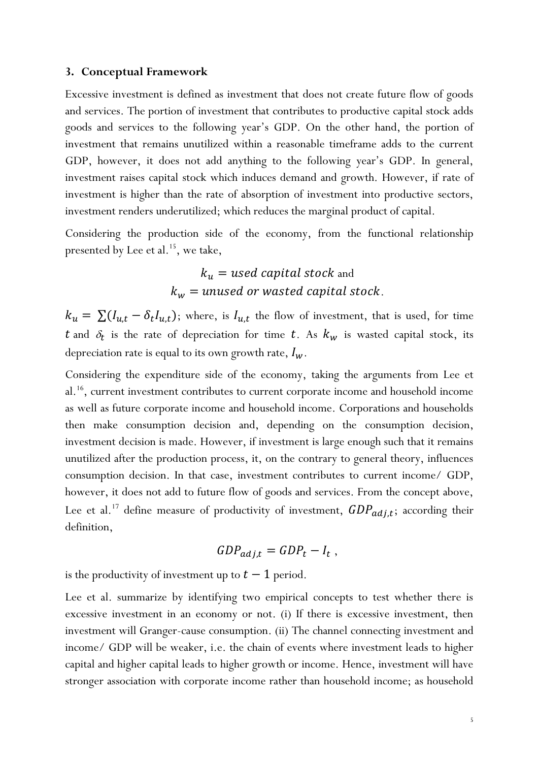## 3. Conceptual Framework

Excessive investment is defined as investment that does not create future flow of goods and services. The portion of investment that contributes to productive capital stock adds goods and services to the following year's GDP. On the other hand, the portion of investment that remains unutilized within a reasonable timeframe adds to the current GDP, however, it does not add anything to the following year's GDP. In general, investment raises capital stock which induces demand and growth. However, if rate of investment is higher than the rate of absorption of investment into productive sectors, investment renders underutilized; which reduces the marginal product of capital.

Considering the production side of the economy, from the functional relationship presented by Lee et al.[15], we take,

$$k_u = used\ capital\ stock \text{ and}$$
$$k_w = unused\ or\ wasted\ capital\ stock.$$

$k_u = \sum(I_{u,t} - \delta_t I_{u,t})$; where, is $I_{u,t}$ the flow of investment, that is used, for time $t$ and $\delta_t$ is the rate of depreciation for time $t$. As $k_w$ is wasted capital stock, its depreciation rate is equal to its own growth rate, $I_w$.

Considering the expenditure side of the economy, taking the arguments from Lee et al.[16], current investment contributes to current corporate income and household income as well as future corporate income and household income. Corporations and households then make consumption decision and, depending on the consumption decision, investment decision is made. However, if investment is large enough such that it remains unutilized after the production process, it, on the contrary to general theory, influences consumption decision. In that case, investment contributes to current income/ GDP, however, it does not add to future flow of goods and services. From the concept above, Lee et al.[17] define measure of productivity of investment, $GDP_{adj,t}$; according their definition,

$$GDP_{adj,t} = GDP_t - I_t \ ,$$

is the productivity of investment up to $t - 1$ period.

Lee et al. summarize by identifying two empirical concepts to test whether there is excessive investment in an economy or not. (i) If there is excessive investment, then investment will Granger-cause consumption. (ii) The channel connecting investment and income/ GDP will be weaker, i.e. the chain of events where investment leads to higher capital and higher capital leads to higher growth or income. Hence, investment will have stronger association with corporate income rather than household income; as household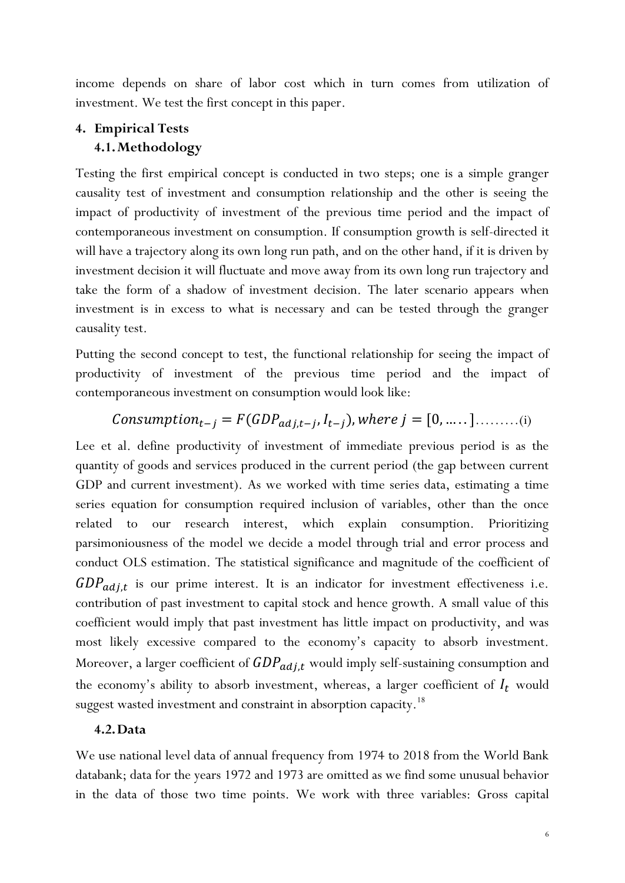income depends on share of labor cost which in turn comes from utilization of investment. We test the first concept in this paper.

## 4. Empirical Tests

### 4.1. Methodology

Testing the first empirical concept is conducted in two steps; one is a simple granger causality test of investment and consumption relationship and the other is seeing the impact of productivity of investment of the previous time period and the impact of contemporaneous investment on consumption. If consumption growth is self-directed it will have a trajectory along its own long run path, and on the other hand, if it is driven by investment decision it will fluctuate and move away from its own long run trajectory and take the form of a shadow of investment decision. The later scenario appears when investment is in excess to what is necessary and can be tested through the granger causality test.

Putting the second concept to test, the functional relationship for seeing the impact of productivity of investment of the previous time period and the impact of contemporaneous investment on consumption would look like:

$$Consumption_{t-j} = F(GDP_{adj,t-j}, I_{t-j}), where\ j = [0, \ldots..] \ldots\ldots\ldots(i)$$

Lee et al. define productivity of investment of immediate previous period is as the quantity of goods and services produced in the current period (the gap between current GDP and current investment). As we worked with time series data, estimating a time series equation for consumption required inclusion of variables, other than the once related to our research interest, which explain consumption. Prioritizing parsimoniousness of the model we decide a model through trial and error process and conduct OLS estimation. The statistical significance and magnitude of the coefficient of $GDP_{adj,t}$ is our prime interest. It is an indicator for investment effectiveness i.e. contribution of past investment to capital stock and hence growth. A small value of this coefficient would imply that past investment has little impact on productivity, and was most likely excessive compared to the economy's capacity to absorb investment. Moreover, a larger coefficient of $GDP_{adj,t}$ would imply self-sustaining consumption and the economy's ability to absorb investment, whereas, a larger coefficient of $I_t$ would suggest wasted investment and constraint in absorption capacity.[18]

### 4.2. Data

We use national level data of annual frequency from 1974 to 2018 from the World Bank databank; data for the years 1972 and 1973 are omitted as we find some unusual behavior in the data of those two time points. We work with three variables: Gross capital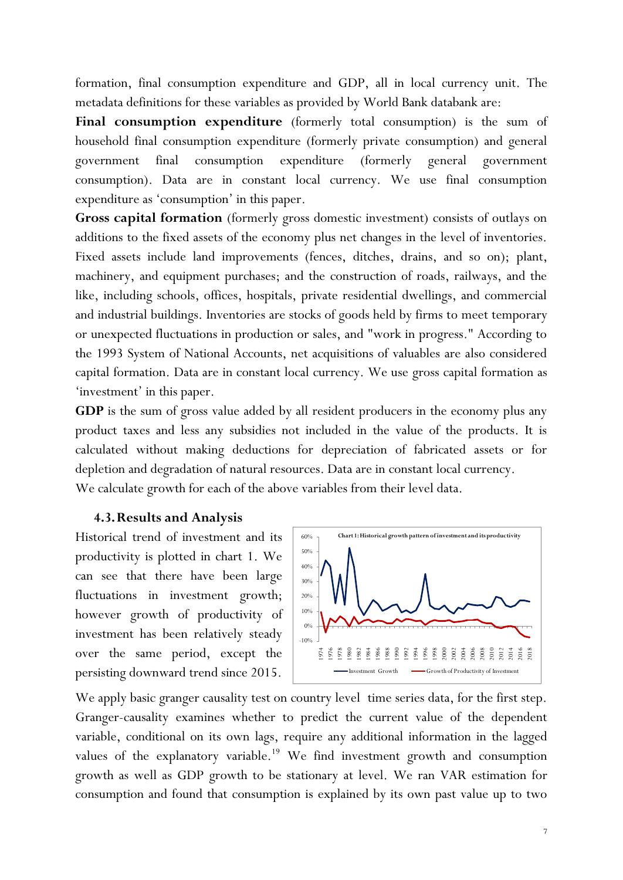formation, final consumption expenditure and GDP, all in local currency unit. The metadata definitions for these variables as provided by World Bank databank are:

**Final consumption expenditure** (formerly total consumption) is the sum of household final consumption expenditure (formerly private consumption) and general government final consumption expenditure (formerly general government consumption). Data are in constant local currency. We use final consumption expenditure as 'consumption' in this paper.

**Gross capital formation** (formerly gross domestic investment) consists of outlays on additions to the fixed assets of the economy plus net changes in the level of inventories. Fixed assets include land improvements (fences, ditches, drains, and so on); plant, machinery, and equipment purchases; and the construction of roads, railways, and the like, including schools, offices, hospitals, private residential dwellings, and commercial and industrial buildings. Inventories are stocks of goods held by firms to meet temporary or unexpected fluctuations in production or sales, and "work in progress." According to the 1993 System of National Accounts, net acquisitions of valuables are also considered capital formation. Data are in constant local currency. We use gross capital formation as 'investment' in this paper.

**GDP** is the sum of gross value added by all resident producers in the economy plus any product taxes and less any subsidies not included in the value of the products. It is calculated without making deductions for depreciation of fabricated assets or for depletion and degradation of natural resources. Data are in constant local currency.

We calculate growth for each of the above variables from their level data.

### 4.3. Results and Analysis

Historical trend of investment and its productivity is plotted in chart 1. We can see that there have been large fluctuations in investment growth; however growth of productivity of investment has been relatively steady over the same period, except the persisting downward trend since 2015.

Chart 1: Historical growth pattern of investment and its productivity

We apply basic granger causality test on country level time series data, for the first step. Granger-causality examines whether to predict the current value of the dependent variable, conditional on its own lags, require any additional information in the lagged values of the explanatory variable.[19] We find investment growth and consumption growth as well as GDP growth to be stationary at level. We ran VAR estimation for consumption and found that consumption is explained by its own past value up to two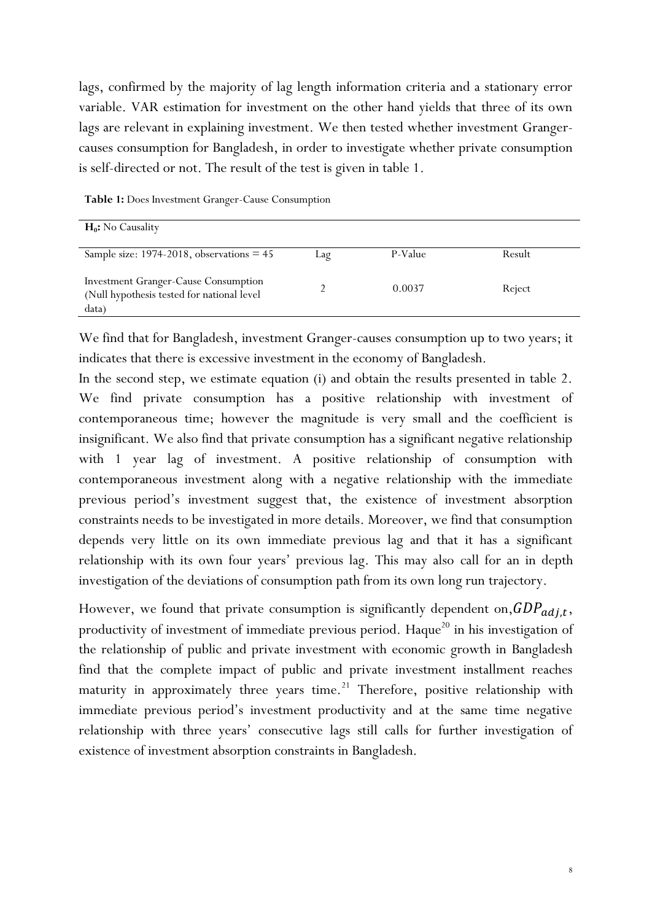lags, confirmed by the majority of lag length information criteria and a stationary error variable. VAR estimation for investment on the other hand yields that three of its own lags are relevant in explaining investment. We then tested whether investment Granger-causes consumption for Bangladesh, in order to investigate whether private consumption is self-directed or not. The result of the test is given in table 1.

**Table 1:** Does Investment Granger-Cause Consumption

| $H_0$: No Causality | | | |
|---|---|---|---|
| Sample size: 1974-2018, observations = 45 | Lag | P-Value | Result |
| Investment Granger-Cause Consumption (Null hypothesis tested for national level data) | 2 | 0.0037 | Reject |

We find that for Bangladesh, investment Granger-causes consumption up to two years; it indicates that there is excessive investment in the economy of Bangladesh.

In the second step, we estimate equation (i) and obtain the results presented in table 2. We find private consumption has a positive relationship with investment of contemporaneous time; however the magnitude is very small and the coefficient is insignificant. We also find that private consumption has a significant negative relationship with 1 year lag of investment. A positive relationship of consumption with contemporaneous investment along with a negative relationship with the immediate previous period's investment suggest that, the existence of investment absorption constraints needs to be investigated in more details. Moreover, we find that consumption depends very little on its own immediate previous lag and that it has a significant relationship with its own four years' previous lag. This may also call for an in depth investigation of the deviations of consumption path from its own long run trajectory.

However, we found that private consumption is significantly dependent on, $GDP_{adj,t}$, productivity of investment of immediate previous period. Haque[20] in his investigation of the relationship of public and private investment with economic growth in Bangladesh find that the complete impact of public and private investment installment reaches maturity in approximately three years time.[21] Therefore, positive relationship with immediate previous period's investment productivity and at the same time negative relationship with three years' consecutive lags still calls for further investigation of existence of investment absorption constraints in Bangladesh.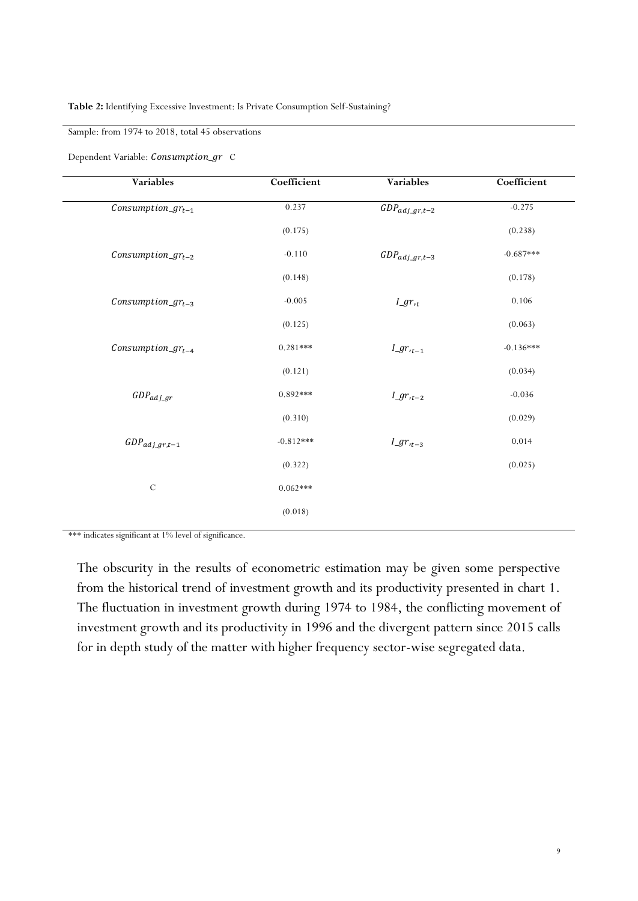**Table 2:** Identifying Excessive Investment: Is Private Consumption Self-Sustaining?

Sample: from 1974 to 2018, total 45 observations

Dependent Variable: $Consumption\_gr$ C

| Variables | Coefficient | Variables | Coefficient |
|---|---|---|---|
| $Consumption\_gr_{t-1}$ | 0.237 | $GDP_{adj\_gr,t-2}$ | -0.275 |
| | (0.175) | | (0.238) |
| $Consumption\_gr_{t-2}$ | -0.110 | $GDP_{adj\_gr,t-3}$ | -0.687*** |
| | (0.148) | | (0.178) |
| $Consumption\_gr_{t-3}$ | -0.005 | $I\_gr_{,t}$ | 0.106 |
| | (0.125) | | (0.063) |
| $Consumption\_gr_{t-4}$ | 0.281*** | $I\_gr_{,t-1}$ | -0.136*** |
| | (0.121) | | (0.034) |
| $GDP_{adj\_gr}$ | 0.892*** | $I\_gr_{,t-2}$ | -0.036 |
| | (0.310) | | (0.029) |
| $GDP_{adj\_gr,t-1}$ | -0.812*** | $I\_gr_{,t-3}$ | 0.014 |
| | (0.322) | | (0.025) |
| C | 0.062*** | | |
| | (0.018) | | |

*** indicates significant at 1% level of significance.

The obscurity in the results of econometric estimation may be given some perspective from the historical trend of investment growth and its productivity presented in chart 1. The fluctuation in investment growth during 1974 to 1984, the conflicting movement of investment growth and its productivity in 1996 and the divergent pattern since 2015 calls for in depth study of the matter with higher frequency sector-wise segregated data.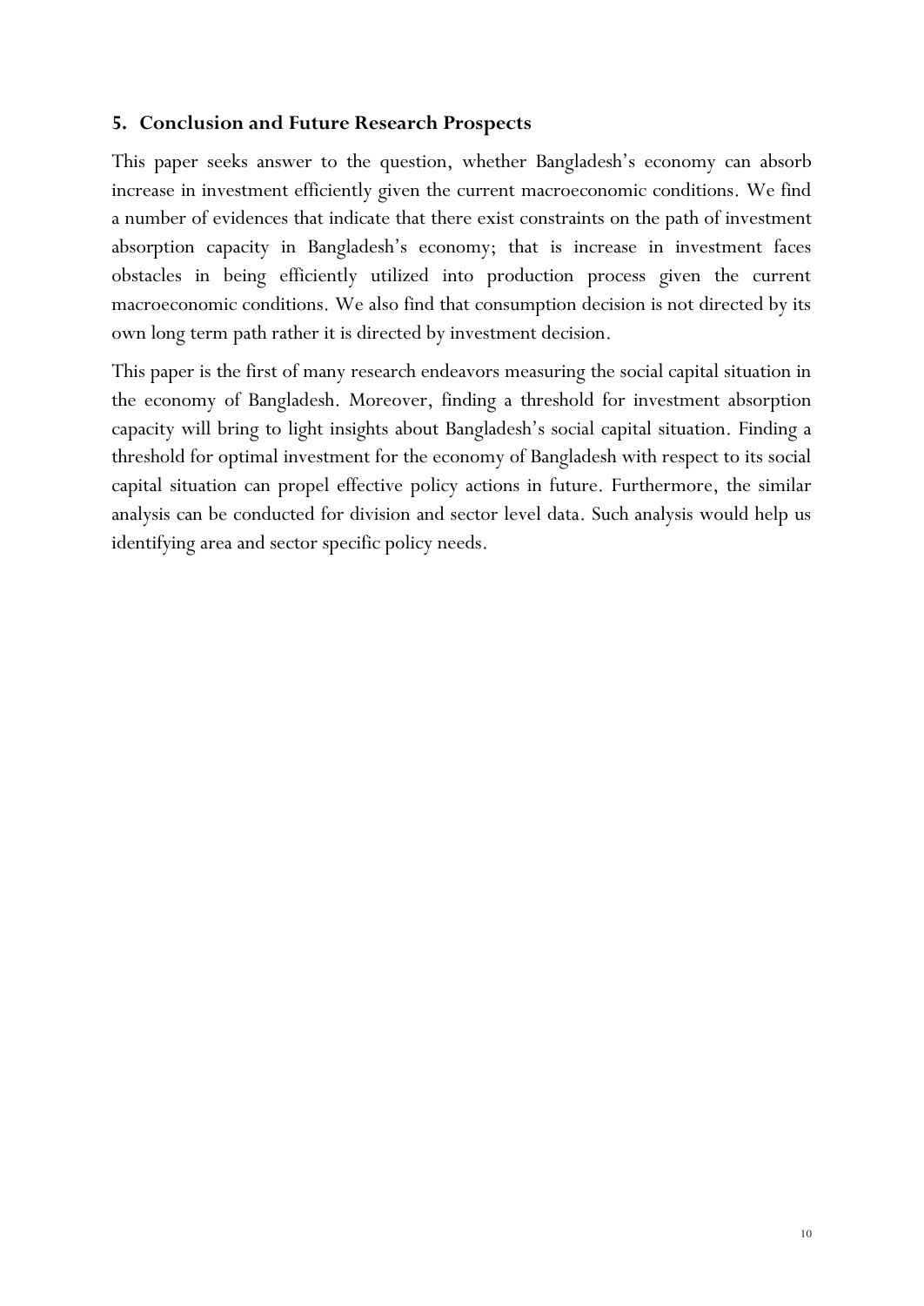## 5. Conclusion and Future Research Prospects

This paper seeks answer to the question, whether Bangladesh's economy can absorb increase in investment efficiently given the current macroeconomic conditions. We find a number of evidences that indicate that there exist constraints on the path of investment absorption capacity in Bangladesh's economy; that is increase in investment faces obstacles in being efficiently utilized into production process given the current macroeconomic conditions. We also find that consumption decision is not directed by its own long term path rather it is directed by investment decision.

This paper is the first of many research endeavors measuring the social capital situation in the economy of Bangladesh. Moreover, finding a threshold for investment absorption capacity will bring to light insights about Bangladesh's social capital situation. Finding a threshold for optimal investment for the economy of Bangladesh with respect to its social capital situation can propel effective policy actions in future. Furthermore, the similar analysis can be conducted for division and sector level data. Such analysis would help us identifying area and sector specific policy needs.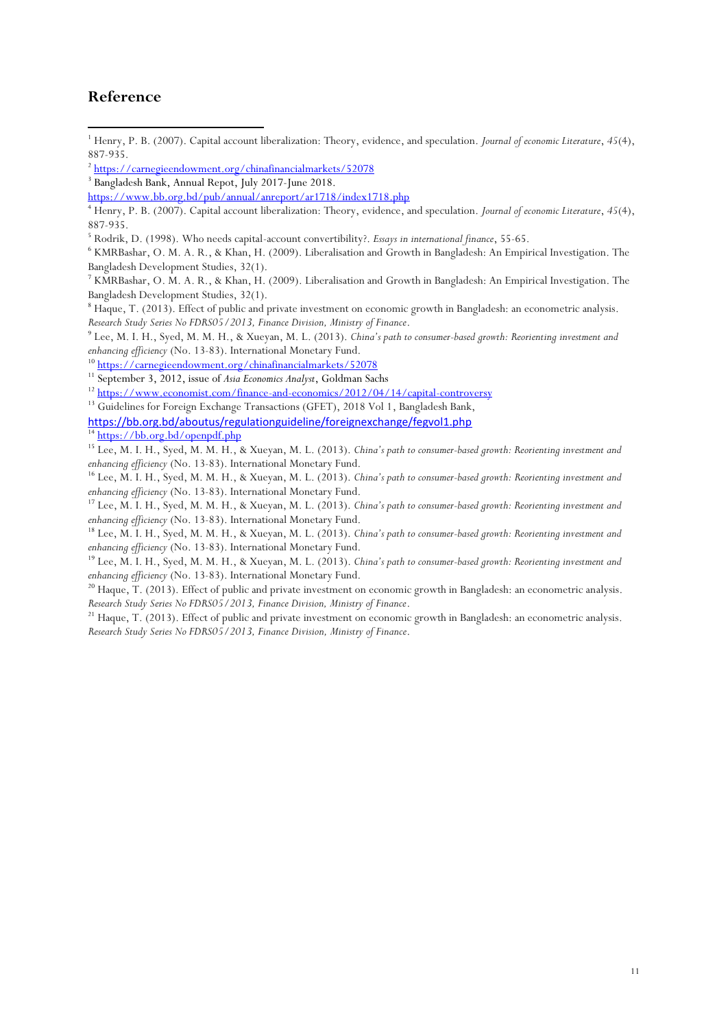## Reference

[1] Henry, P. B. (2007). Capital account liberalization: Theory, evidence, and speculation. *Journal of economic Literature*, *45*(4), 887-935.

[2] https://carnegieendowment.org/chinafinancialmarkets/52078

[3] Bangladesh Bank, Annual Repot, July 2017-June 2018. https://www.bb.org.bd/pub/annual/anreport/ar1718/index1718.php

[4] Henry, P. B. (2007). Capital account liberalization: Theory, evidence, and speculation. *Journal of economic Literature*, *45*(4), 887-935.

[5] Rodrik, D. (1998). Who needs capital-account convertibility?. *Essays in international finance*, 55-65.

[6] KMRBashar, O. M. A. R., & Khan, H. (2009). Liberalisation and Growth in Bangladesh: An Empirical Investigation. The Bangladesh Development Studies, 32(1).

[7] KMRBashar, O. M. A. R., & Khan, H. (2009). Liberalisation and Growth in Bangladesh: An Empirical Investigation. The Bangladesh Development Studies, 32(1).

[8] Haque, T. (2013). Effect of public and private investment on economic growth in Bangladesh: an econometric analysis. *Research Study Series No FDRS05/2013, Finance Division, Ministry of Finance*.

[9] Lee, M. I. H., Syed, M. M. H., & Xueyan, M. L. (2013). *China's path to consumer-based growth: Reorienting investment and enhancing efficiency* (No. 13-83). International Monetary Fund.

[10] https://carnegieendowment.org/chinafinancialmarkets/52078

[11] September 3, 2012, issue of *Asia Economics Analyst*, Goldman Sachs

[12] https://www.economist.com/finance-and-economics/2012/04/14/capital-controversy

[13] Guidelines for Foreign Exchange Transactions (GFET), 2018 Vol 1, Bangladesh Bank, https://bb.org.bd/aboutus/regulationguideline/foreignexchange/fegvol1.php

[14] https://bb.org.bd/openpdf.php

[15] Lee, M. I. H., Syed, M. M. H., & Xueyan, M. L. (2013). *China's path to consumer-based growth: Reorienting investment and enhancing efficiency* (No. 13-83). International Monetary Fund.

[16] Lee, M. I. H., Syed, M. M. H., & Xueyan, M. L. (2013). *China's path to consumer-based growth: Reorienting investment and enhancing efficiency* (No. 13-83). International Monetary Fund.

[17] Lee, M. I. H., Syed, M. M. H., & Xueyan, M. L. (2013). *China's path to consumer-based growth: Reorienting investment and enhancing efficiency* (No. 13-83). International Monetary Fund.

[18] Lee, M. I. H., Syed, M. M. H., & Xueyan, M. L. (2013). *China's path to consumer-based growth: Reorienting investment and enhancing efficiency* (No. 13-83). International Monetary Fund.

[19] Lee, M. I. H., Syed, M. M. H., & Xueyan, M. L. (2013). *China's path to consumer-based growth: Reorienting investment and enhancing efficiency* (No. 13-83). International Monetary Fund.

[20] Haque, T. (2013). Effect of public and private investment on economic growth in Bangladesh: an econometric analysis. *Research Study Series No FDRS05/2013, Finance Division, Ministry of Finance*.

[21] Haque, T. (2013). Effect of public and private investment on economic growth in Bangladesh: an econometric analysis. *Research Study Series No FDRS05/2013, Finance Division, Ministry of Finance*.